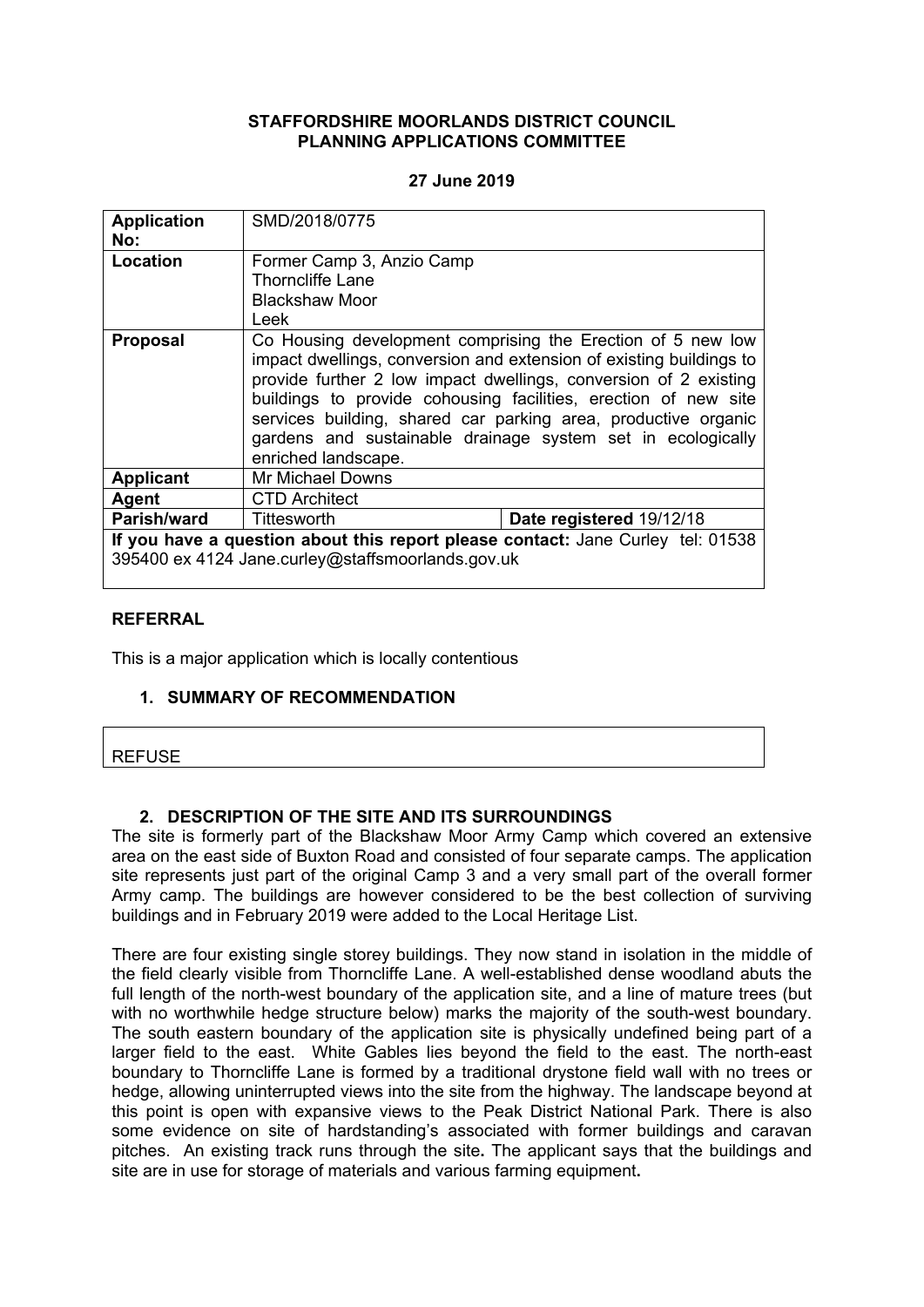**STAFFORDSHIRE MOORLANDS DISTRICT COUNCIL**
**PLANNING APPLICATIONS COMMITTEE**

**27 June 2019**

| **Application No:** | SMD/2018/0775 | |
|---|---|---|
| **Location** | Former Camp 3, Anzio Camp<br>Thorncliffe Lane<br>Blackshaw Moor<br>Leek | |
| **Proposal** | Co Housing development comprising the Erection of 5 new low impact dwellings, conversion and extension of existing buildings to provide further 2 low impact dwellings, conversion of 2 existing buildings to provide cohousing facilities, erection of new site services building, shared car parking area, productive organic gardens and sustainable drainage system set in ecologically enriched landscape. | |
| **Applicant** | Mr Michael Downs | |
| **Agent** | CTD Architect | |
| **Parish/ward** | Tittesworth | **Date registered** 19/12/18 |
| **If you have a question about this report please contact:** Jane Curley tel: 01538 395400 ex 4124 Jane.curley@staffsmoorlands.gov.uk | | |

## REFERRAL

This is a major application which is locally contentious

## 1. SUMMARY OF RECOMMENDATION

REFUSE

## 2. DESCRIPTION OF THE SITE AND ITS SURROUNDINGS

The site is formerly part of the Blackshaw Moor Army Camp which covered an extensive area on the east side of Buxton Road and consisted of four separate camps. The application site represents just part of the original Camp 3 and a very small part of the overall former Army camp. The buildings are however considered to be the best collection of surviving buildings and in February 2019 were added to the Local Heritage List.

There are four existing single storey buildings. They now stand in isolation in the middle of the field clearly visible from Thorncliffe Lane. A well-established dense woodland abuts the full length of the north-west boundary of the application site, and a line of mature trees (but with no worthwhile hedge structure below) marks the majority of the south-west boundary. The south eastern boundary of the application site is physically undefined being part of a larger field to the east. White Gables lies beyond the field to the east. The north-east boundary to Thorncliffe Lane is formed by a traditional drystone field wall with no trees or hedge, allowing uninterrupted views into the site from the highway. The landscape beyond at this point is open with expansive views to the Peak District National Park. There is also some evidence on site of hardstanding's associated with former buildings and caravan pitches. An existing track runs through the site**.** The applicant says that the buildings and site are in use for storage of materials and various farming equipment**.**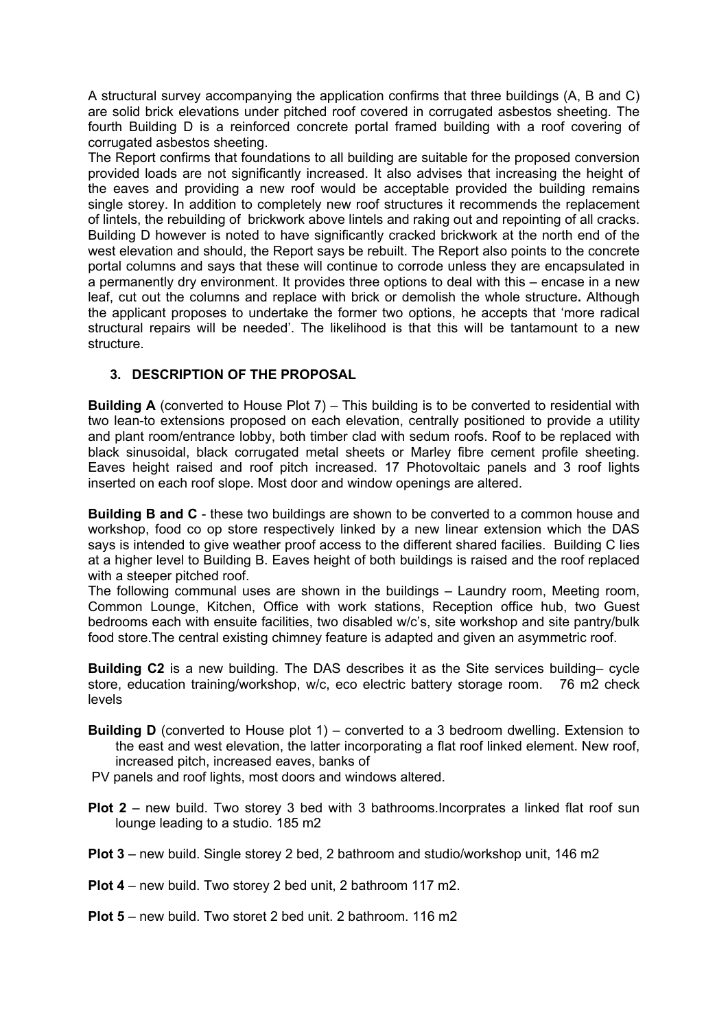A structural survey accompanying the application confirms that three buildings (A, B and C) are solid brick elevations under pitched roof covered in corrugated asbestos sheeting. The fourth Building D is a reinforced concrete portal framed building with a roof covering of corrugated asbestos sheeting.

The Report confirms that foundations to all building are suitable for the proposed conversion provided loads are not significantly increased. It also advises that increasing the height of the eaves and providing a new roof would be acceptable provided the building remains single storey. In addition to completely new roof structures it recommends the replacement of lintels, the rebuilding of brickwork above lintels and raking out and repointing of all cracks. Building D however is noted to have significantly cracked brickwork at the north end of the west elevation and should, the Report says be rebuilt. The Report also points to the concrete portal columns and says that these will continue to corrode unless they are encapsulated in a permanently dry environment. It provides three options to deal with this – encase in a new leaf, cut out the columns and replace with brick or demolish the whole structure**.** Although the applicant proposes to undertake the former two options, he accepts that 'more radical structural repairs will be needed'. The likelihood is that this will be tantamount to a new structure.

## 3. DESCRIPTION OF THE PROPOSAL

**Building A** (converted to House Plot 7) – This building is to be converted to residential with two lean-to extensions proposed on each elevation, centrally positioned to provide a utility and plant room/entrance lobby, both timber clad with sedum roofs. Roof to be replaced with black sinusoidal, black corrugated metal sheets or Marley fibre cement profile sheeting. Eaves height raised and roof pitch increased. 17 Photovoltaic panels and 3 roof lights inserted on each roof slope. Most door and window openings are altered.

**Building B and C** - these two buildings are shown to be converted to a common house and workshop, food co op store respectively linked by a new linear extension which the DAS says is intended to give weather proof access to the different shared facilies. Building C lies at a higher level to Building B. Eaves height of both buildings is raised and the roof replaced with a steeper pitched roof.

The following communal uses are shown in the buildings – Laundry room, Meeting room, Common Lounge, Kitchen, Office with work stations, Reception office hub, two Guest bedrooms each with ensuite facilities, two disabled w/c's, site workshop and site pantry/bulk food store.The central existing chimney feature is adapted and given an asymmetric roof.

**Building C2** is a new building. The DAS describes it as the Site services building– cycle store, education training/workshop, w/c, eco electric battery storage room. 76 m2 check levels

**Building D** (converted to House plot 1) – converted to a 3 bedroom dwelling. Extension to the east and west elevation, the latter incorporating a flat roof linked element. New roof, increased pitch, increased eaves, banks of PV panels and roof lights, most doors and windows altered.

**Plot 2** – new build. Two storey 3 bed with 3 bathrooms.Incorprates a linked flat roof sun lounge leading to a studio. 185 m2

**Plot 3** – new build. Single storey 2 bed, 2 bathroom and studio/workshop unit, 146 m2

**Plot 4** – new build. Two storey 2 bed unit, 2 bathroom 117 m2.

**Plot 5** – new build. Two storet 2 bed unit. 2 bathroom. 116 m2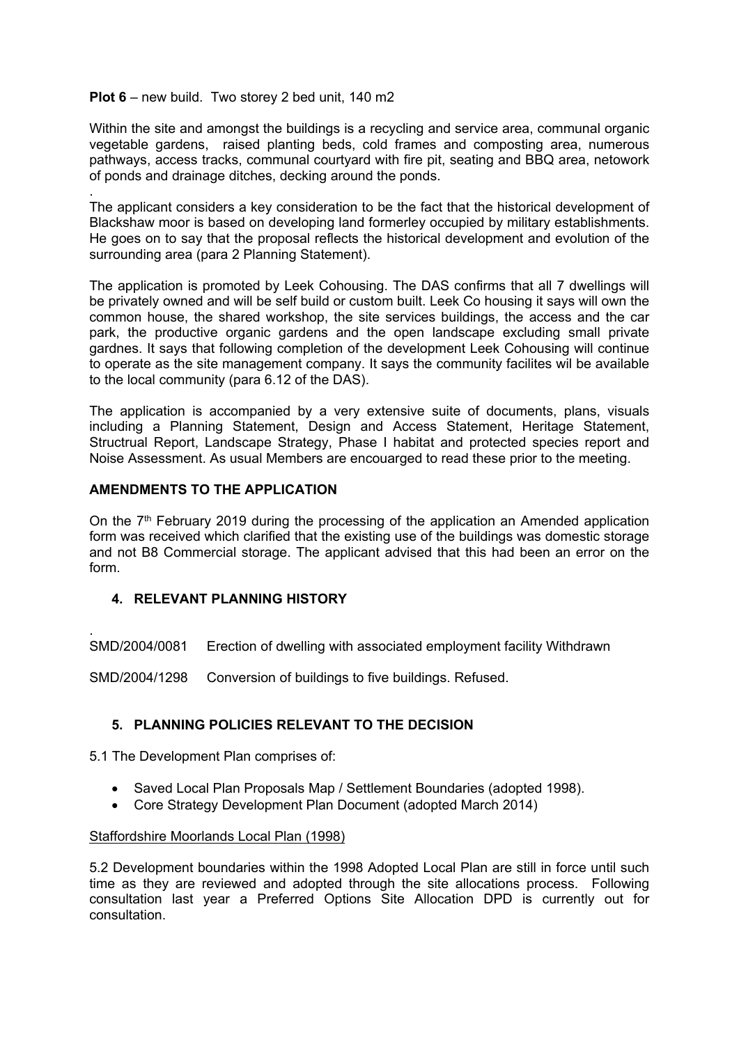**Plot 6** – new build. Two storey 2 bed unit, 140 m2

Within the site and amongst the buildings is a recycling and service area, communal organic vegetable gardens, raised planting beds, cold frames and composting area, numerous pathways, access tracks, communal courtyard with fire pit, seating and BBQ area, netowork of ponds and drainage ditches, decking around the ponds.

.
The applicant considers a key consideration to be the fact that the historical development of Blackshaw moor is based on developing land formerley occupied by military establishments. He goes on to say that the proposal reflects the historical development and evolution of the surrounding area (para 2 Planning Statement).

The application is promoted by Leek Cohousing. The DAS confirms that all 7 dwellings will be privately owned and will be self build or custom built. Leek Co housing it says will own the common house, the shared workshop, the site services buildings, the access and the car park, the productive organic gardens and the open landscape excluding small private gardnes. It says that following completion of the development Leek Cohousing will continue to operate as the site management company. It says the community facilites wil be available to the local community (para 6.12 of the DAS).

The application is accompanied by a very extensive suite of documents, plans, visuals including a Planning Statement, Design and Access Statement, Heritage Statement, Structrual Report, Landscape Strategy, Phase I habitat and protected species report and Noise Assessment. As usual Members are encouarged to read these prior to the meeting.

**AMENDMENTS TO THE APPLICATION**

On the 7th February 2019 during the processing of the application an Amended application form was received which clarified that the existing use of the buildings was domestic storage and not B8 Commercial storage. The applicant advised that this had been an error on the form.

## 4. RELEVANT PLANNING HISTORY

.
SMD/2004/0081 Erection of dwelling with associated employment facility Withdrawn

SMD/2004/1298 Conversion of buildings to five buildings. Refused.

## 5. PLANNING POLICIES RELEVANT TO THE DECISION

5.1 The Development Plan comprises of:

- Saved Local Plan Proposals Map / Settlement Boundaries (adopted 1998).
- Core Strategy Development Plan Document (adopted March 2014)

Staffordshire Moorlands Local Plan (1998)

5.2 Development boundaries within the 1998 Adopted Local Plan are still in force until such time as they are reviewed and adopted through the site allocations process. Following consultation last year a Preferred Options Site Allocation DPD is currently out for consultation.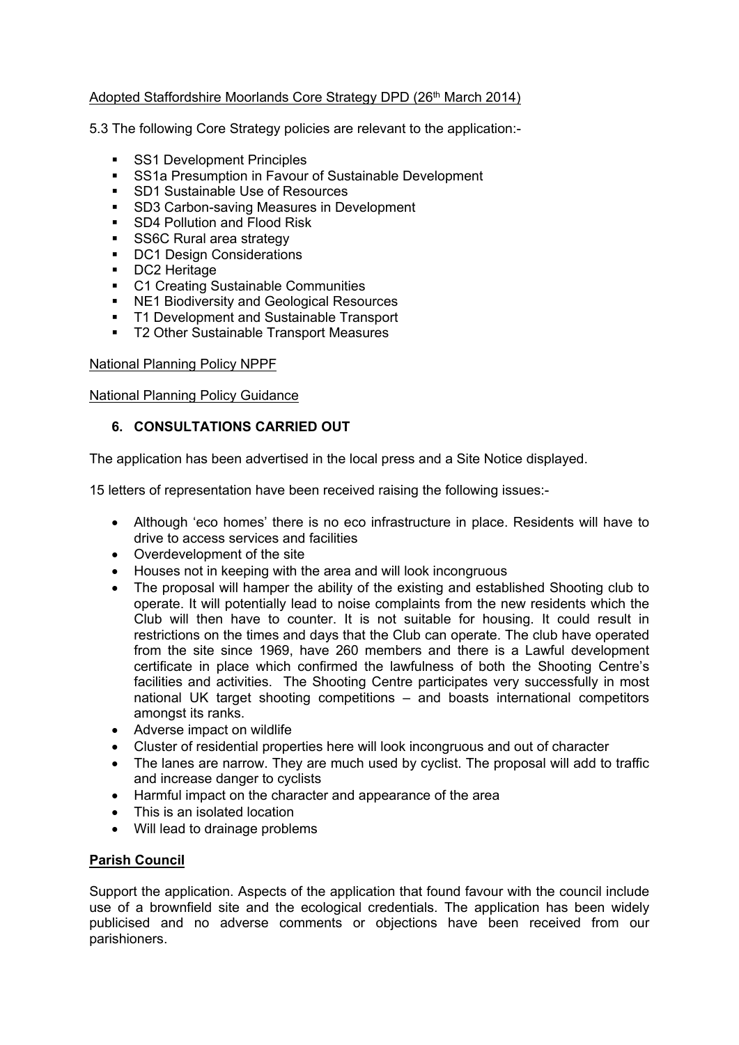Adopted Staffordshire Moorlands Core Strategy DPD (26th March 2014)

5.3 The following Core Strategy policies are relevant to the application:-

- SS1 Development Principles
- SS1a Presumption in Favour of Sustainable Development
- SD1 Sustainable Use of Resources
- SD3 Carbon-saving Measures in Development
- SD4 Pollution and Flood Risk
- SS6C Rural area strategy
- DC1 Design Considerations
- DC2 Heritage
- C1 Creating Sustainable Communities
- NE1 Biodiversity and Geological Resources
- T1 Development and Sustainable Transport
- T2 Other Sustainable Transport Measures

National Planning Policy NPPF

National Planning Policy Guidance

## 6. CONSULTATIONS CARRIED OUT

The application has been advertised in the local press and a Site Notice displayed.

15 letters of representation have been received raising the following issues:-

- Although 'eco homes' there is no eco infrastructure in place. Residents will have to drive to access services and facilities
- Overdevelopment of the site
- Houses not in keeping with the area and will look incongruous
- The proposal will hamper the ability of the existing and established Shooting club to operate. It will potentially lead to noise complaints from the new residents which the Club will then have to counter. It is not suitable for housing. It could result in restrictions on the times and days that the Club can operate. The club have operated from the site since 1969, have 260 members and there is a Lawful development certificate in place which confirmed the lawfulness of both the Shooting Centre's facilities and activities. The Shooting Centre participates very successfully in most national UK target shooting competitions – and boasts international competitors amongst its ranks.
- Adverse impact on wildlife
- Cluster of residential properties here will look incongruous and out of character
- The lanes are narrow. They are much used by cyclist. The proposal will add to traffic and increase danger to cyclists
- Harmful impact on the character and appearance of the area
- This is an isolated location
- Will lead to drainage problems

**Parish Council**

Support the application. Aspects of the application that found favour with the council include use of a brownfield site and the ecological credentials. The application has been widely publicised and no adverse comments or objections have been received from our parishioners.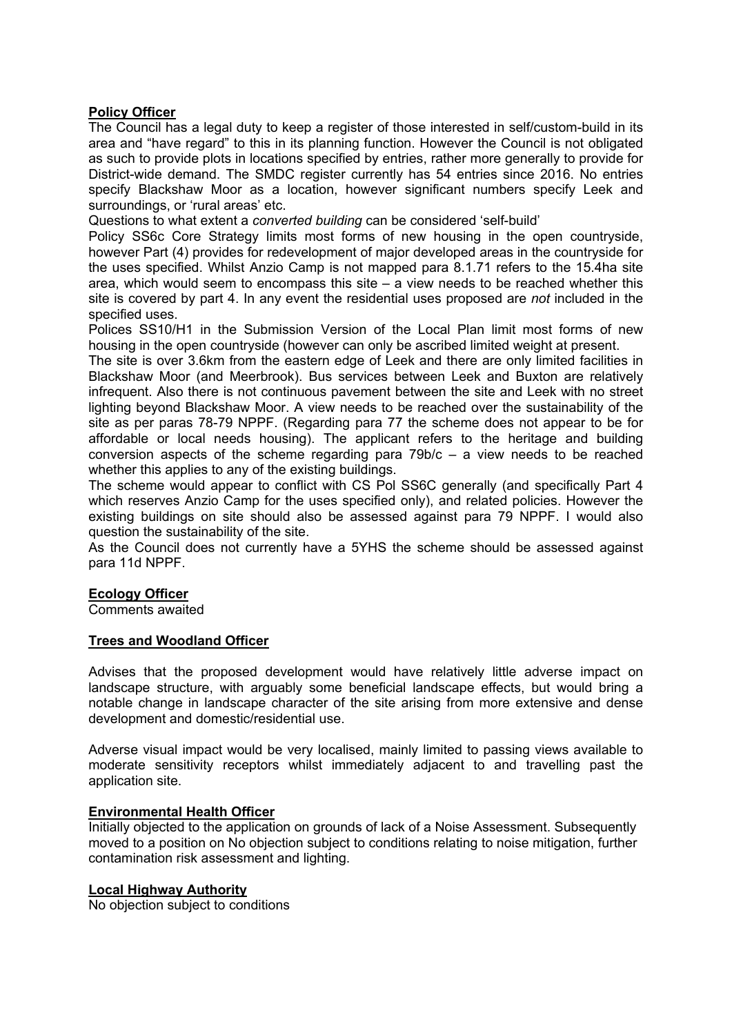**Policy Officer**

The Council has a legal duty to keep a register of those interested in self/custom-build in its area and "have regard" to this in its planning function. However the Council is not obligated as such to provide plots in locations specified by entries, rather more generally to provide for District-wide demand. The SMDC register currently has 54 entries since 2016. No entries specify Blackshaw Moor as a location, however significant numbers specify Leek and surroundings, or 'rural areas' etc.

Questions to what extent a *converted building* can be considered 'self-build'

Policy SS6c Core Strategy limits most forms of new housing in the open countryside, however Part (4) provides for redevelopment of major developed areas in the countryside for the uses specified. Whilst Anzio Camp is not mapped para 8.1.71 refers to the 15.4ha site area, which would seem to encompass this site – a view needs to be reached whether this site is covered by part 4. In any event the residential uses proposed are *not* included in the specified uses.

Polices SS10/H1 in the Submission Version of the Local Plan limit most forms of new housing in the open countryside (however can only be ascribed limited weight at present.

The site is over 3.6km from the eastern edge of Leek and there are only limited facilities in Blackshaw Moor (and Meerbrook). Bus services between Leek and Buxton are relatively infrequent. Also there is not continuous pavement between the site and Leek with no street lighting beyond Blackshaw Moor. A view needs to be reached over the sustainability of the site as per paras 78-79 NPPF. (Regarding para 77 the scheme does not appear to be for affordable or local needs housing). The applicant refers to the heritage and building conversion aspects of the scheme regarding para 79b/c – a view needs to be reached whether this applies to any of the existing buildings.

The scheme would appear to conflict with CS Pol SS6C generally (and specifically Part 4 which reserves Anzio Camp for the uses specified only), and related policies. However the existing buildings on site should also be assessed against para 79 NPPF. I would also question the sustainability of the site.

As the Council does not currently have a 5YHS the scheme should be assessed against para 11d NPPF.

**Ecology Officer**

Comments awaited

**Trees and Woodland Officer**

Advises that the proposed development would have relatively little adverse impact on landscape structure, with arguably some beneficial landscape effects, but would bring a notable change in landscape character of the site arising from more extensive and dense development and domestic/residential use.

Adverse visual impact would be very localised, mainly limited to passing views available to moderate sensitivity receptors whilst immediately adjacent to and travelling past the application site.

**Environmental Health Officer**

Initially objected to the application on grounds of lack of a Noise Assessment. Subsequently moved to a position on No objection subject to conditions relating to noise mitigation, further contamination risk assessment and lighting.

**Local Highway Authority**

No objection subject to conditions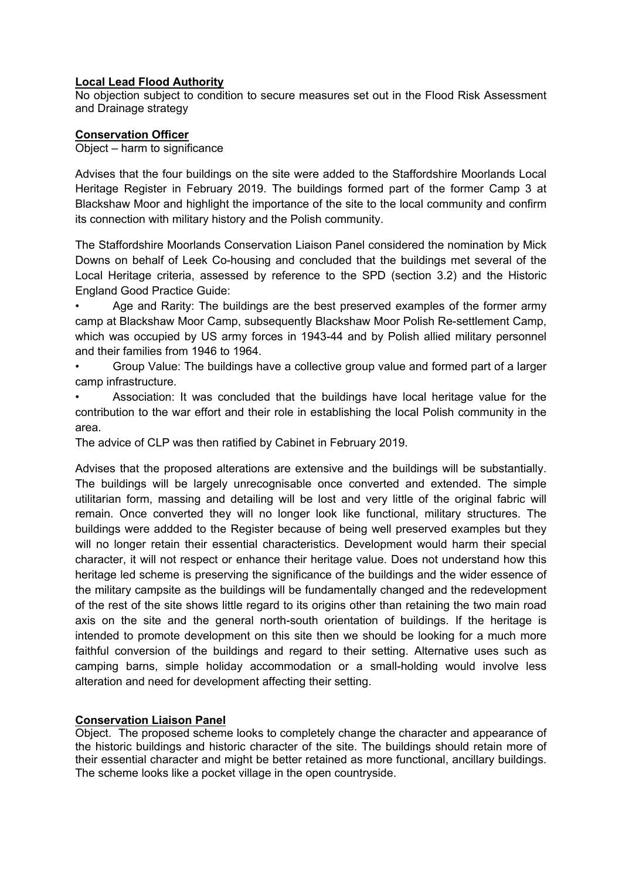**Local Lead Flood Authority**
No objection subject to condition to secure measures set out in the Flood Risk Assessment and Drainage strategy

**Conservation Officer**
Object – harm to significance

Advises that the four buildings on the site were added to the Staffordshire Moorlands Local Heritage Register in February 2019. The buildings formed part of the former Camp 3 at Blackshaw Moor and highlight the importance of the site to the local community and confirm its connection with military history and the Polish community.

The Staffordshire Moorlands Conservation Liaison Panel considered the nomination by Mick Downs on behalf of Leek Co-housing and concluded that the buildings met several of the Local Heritage criteria, assessed by reference to the SPD (section 3.2) and the Historic England Good Practice Guide:

- Age and Rarity: The buildings are the best preserved examples of the former army camp at Blackshaw Moor Camp, subsequently Blackshaw Moor Polish Re-settlement Camp, which was occupied by US army forces in 1943-44 and by Polish allied military personnel and their families from 1946 to 1964.
- Group Value: The buildings have a collective group value and formed part of a larger camp infrastructure.
- Association: It was concluded that the buildings have local heritage value for the contribution to the war effort and their role in establishing the local Polish community in the area.

The advice of CLP was then ratified by Cabinet in February 2019.

Advises that the proposed alterations are extensive and the buildings will be substantially. The buildings will be largely unrecognisable once converted and extended. The simple utilitarian form, massing and detailing will be lost and very little of the original fabric will remain. Once converted they will no longer look like functional, military structures. The buildings were addded to the Register because of being well preserved examples but they will no longer retain their essential characteristics. Development would harm their special character, it will not respect or enhance their heritage value. Does not understand how this heritage led scheme is preserving the significance of the buildings and the wider essence of the military campsite as the buildings will be fundamentally changed and the redevelopment of the rest of the site shows little regard to its origins other than retaining the two main road axis on the site and the general north-south orientation of buildings. If the heritage is intended to promote development on this site then we should be looking for a much more faithful conversion of the buildings and regard to their setting. Alternative uses such as camping barns, simple holiday accommodation or a small-holding would involve less alteration and need for development affecting their setting.

**Conservation Liaison Panel**
Object. The proposed scheme looks to completely change the character and appearance of the historic buildings and historic character of the site. The buildings should retain more of their essential character and might be better retained as more functional, ancillary buildings. The scheme looks like a pocket village in the open countryside.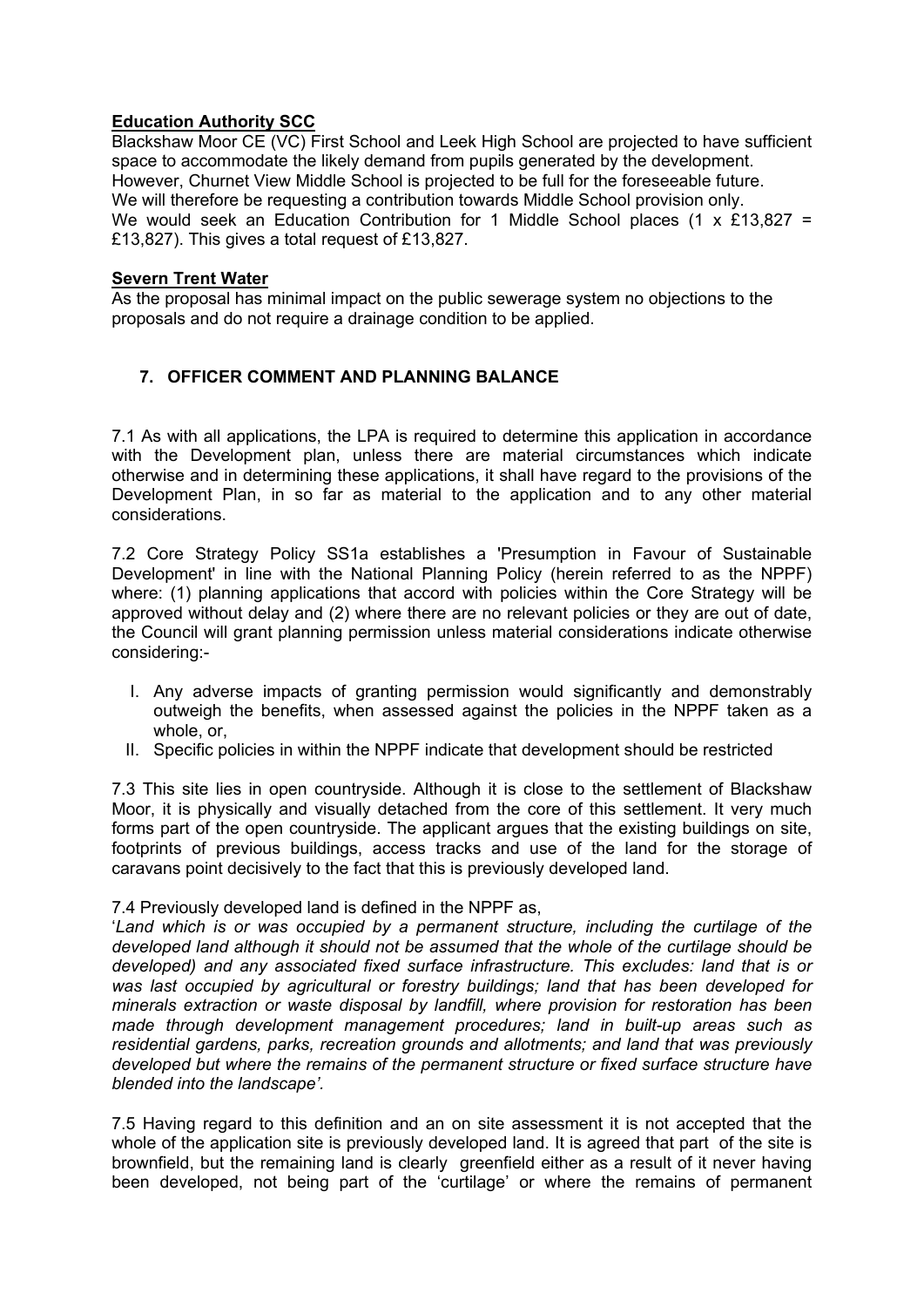**Education Authority SCC**

Blackshaw Moor CE (VC) First School and Leek High School are projected to have sufficient space to accommodate the likely demand from pupils generated by the development. However, Churnet View Middle School is projected to be full for the foreseeable future. We will therefore be requesting a contribution towards Middle School provision only. We would seek an Education Contribution for 1 Middle School places (1 x £13,827 = £13,827). This gives a total request of £13,827.

**Severn Trent Water**

As the proposal has minimal impact on the public sewerage system no objections to the proposals and do not require a drainage condition to be applied.

## 7. OFFICER COMMENT AND PLANNING BALANCE

7.1 As with all applications, the LPA is required to determine this application in accordance with the Development plan, unless there are material circumstances which indicate otherwise and in determining these applications, it shall have regard to the provisions of the Development Plan, in so far as material to the application and to any other material considerations.

7.2 Core Strategy Policy SS1a establishes a 'Presumption in Favour of Sustainable Development' in line with the National Planning Policy (herein referred to as the NPPF) where: (1) planning applications that accord with policies within the Core Strategy will be approved without delay and (2) where there are no relevant policies or they are out of date, the Council will grant planning permission unless material considerations indicate otherwise considering:-

I. Any adverse impacts of granting permission would significantly and demonstrably outweigh the benefits, when assessed against the policies in the NPPF taken as a whole, or,
II. Specific policies in within the NPPF indicate that development should be restricted

7.3 This site lies in open countryside. Although it is close to the settlement of Blackshaw Moor, it is physically and visually detached from the core of this settlement. It very much forms part of the open countryside. The applicant argues that the existing buildings on site, footprints of previous buildings, access tracks and use of the land for the storage of caravans point decisively to the fact that this is previously developed land.

7.4 Previously developed land is defined in the NPPF as,

'*Land which is or was occupied by a permanent structure, including the curtilage of the developed land although it should not be assumed that the whole of the curtilage should be developed) and any associated fixed surface infrastructure. This excludes: land that is or was last occupied by agricultural or forestry buildings; land that has been developed for minerals extraction or waste disposal by landfill, where provision for restoration has been made through development management procedures; land in built-up areas such as residential gardens, parks, recreation grounds and allotments; and land that was previously developed but where the remains of the permanent structure or fixed surface structure have blended into the landscape*'.

7.5 Having regard to this definition and an on site assessment it is not accepted that the whole of the application site is previously developed land. It is agreed that part of the site is brownfield, but the remaining land is clearly greenfield either as a result of it never having been developed, not being part of the 'curtilage' or where the remains of permanent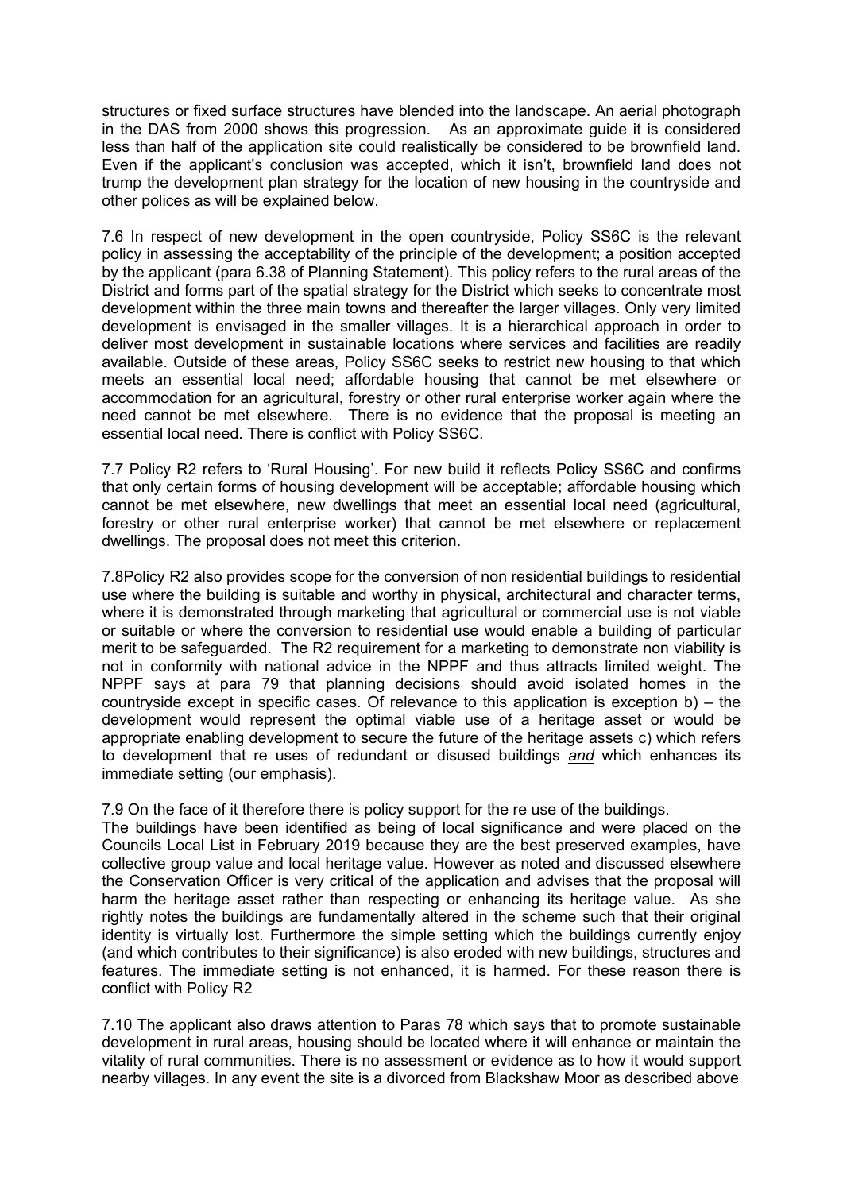structures or fixed surface structures have blended into the landscape. An aerial photograph in the DAS from 2000 shows this progression. As an approximate guide it is considered less than half of the application site could realistically be considered to be brownfield land. Even if the applicant's conclusion was accepted, which it isn't, brownfield land does not trump the development plan strategy for the location of new housing in the countryside and other polices as will be explained below.

7.6 In respect of new development in the open countryside, Policy SS6C is the relevant policy in assessing the acceptability of the principle of the development; a position accepted by the applicant (para 6.38 of Planning Statement). This policy refers to the rural areas of the District and forms part of the spatial strategy for the District which seeks to concentrate most development within the three main towns and thereafter the larger villages. Only very limited development is envisaged in the smaller villages. It is a hierarchical approach in order to deliver most development in sustainable locations where services and facilities are readily available. Outside of these areas, Policy SS6C seeks to restrict new housing to that which meets an essential local need; affordable housing that cannot be met elsewhere or accommodation for an agricultural, forestry or other rural enterprise worker again where the need cannot be met elsewhere. There is no evidence that the proposal is meeting an essential local need. There is conflict with Policy SS6C.

7.7 Policy R2 refers to 'Rural Housing'. For new build it reflects Policy SS6C and confirms that only certain forms of housing development will be acceptable; affordable housing which cannot be met elsewhere, new dwellings that meet an essential local need (agricultural, forestry or other rural enterprise worker) that cannot be met elsewhere or replacement dwellings. The proposal does not meet this criterion.

7.8Policy R2 also provides scope for the conversion of non residential buildings to residential use where the building is suitable and worthy in physical, architectural and character terms, where it is demonstrated through marketing that agricultural or commercial use is not viable or suitable or where the conversion to residential use would enable a building of particular merit to be safeguarded. The R2 requirement for a marketing to demonstrate non viability is not in conformity with national advice in the NPPF and thus attracts limited weight. The NPPF says at para 79 that planning decisions should avoid isolated homes in the countryside except in specific cases. Of relevance to this application is exception b) – the development would represent the optimal viable use of a heritage asset or would be appropriate enabling development to secure the future of the heritage assets c) which refers to development that re uses of redundant or disused buildings *and* which enhances its immediate setting (our emphasis).

7.9 On the face of it therefore there is policy support for the re use of the buildings.
The buildings have been identified as being of local significance and were placed on the Councils Local List in February 2019 because they are the best preserved examples, have collective group value and local heritage value. However as noted and discussed elsewhere the Conservation Officer is very critical of the application and advises that the proposal will harm the heritage asset rather than respecting or enhancing its heritage value. As she rightly notes the buildings are fundamentally altered in the scheme such that their original identity is virtually lost. Furthermore the simple setting which the buildings currently enjoy (and which contributes to their significance) is also eroded with new buildings, structures and features. The immediate setting is not enhanced, it is harmed. For these reason there is conflict with Policy R2

7.10 The applicant also draws attention to Paras 78 which says that to promote sustainable development in rural areas, housing should be located where it will enhance or maintain the vitality of rural communities. There is no assessment or evidence as to how it would support nearby villages. In any event the site is a divorced from Blackshaw Moor as described above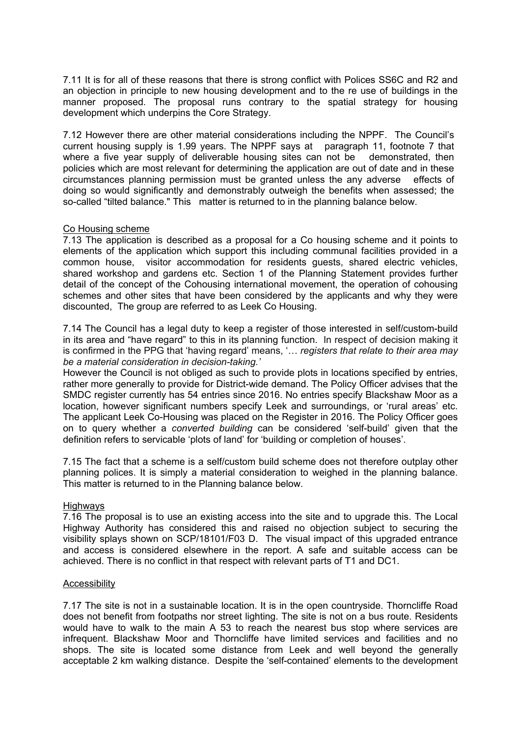7.11 It is for all of these reasons that there is strong conflict with Polices SS6C and R2 and an objection in principle to new housing development and to the re use of buildings in the manner proposed. The proposal runs contrary to the spatial strategy for housing development which underpins the Core Strategy.

7.12 However there are other material considerations including the NPPF. The Council's current housing supply is 1.99 years. The NPPF says at paragraph 11, footnote 7 that where a five year supply of deliverable housing sites can not be demonstrated, then policies which are most relevant for determining the application are out of date and in these circumstances planning permission must be granted unless the any adverse effects of doing so would significantly and demonstrably outweigh the benefits when assessed; the so-called "tilted balance." This matter is returned to in the planning balance below.

Co Housing scheme

7.13 The application is described as a proposal for a Co housing scheme and it points to elements of the application which support this including communal facilities provided in a common house, visitor accommodation for residents guests, shared electric vehicles, shared workshop and gardens etc. Section 1 of the Planning Statement provides further detail of the concept of the Cohousing international movement, the operation of cohousing schemes and other sites that have been considered by the applicants and why they were discounted, The group are referred to as Leek Co Housing.

7.14 The Council has a legal duty to keep a register of those interested in self/custom-build in its area and "have regard" to this in its planning function. In respect of decision making it is confirmed in the PPG that 'having regard' means, '… *registers that relate to their area may be a material consideration in decision-taking.'*

However the Council is not obliged as such to provide plots in locations specified by entries, rather more generally to provide for District-wide demand. The Policy Officer advises that the SMDC register currently has 54 entries since 2016. No entries specify Blackshaw Moor as a location, however significant numbers specify Leek and surroundings, or 'rural areas' etc. The applicant Leek Co-Housing was placed on the Register in 2016. The Policy Officer goes on to query whether a *converted building* can be considered 'self-build' given that the definition refers to servicable 'plots of land' for 'building or completion of houses'.

7.15 The fact that a scheme is a self/custom build scheme does not therefore outplay other planning polices. It is simply a material consideration to weighed in the planning balance. This matter is returned to in the Planning balance below.

Highways

7.16 The proposal is to use an existing access into the site and to upgrade this. The Local Highway Authority has considered this and raised no objection subject to securing the visibility splays shown on SCP/18101/F03 D. The visual impact of this upgraded entrance and access is considered elsewhere in the report. A safe and suitable access can be achieved. There is no conflict in that respect with relevant parts of T1 and DC1.

Accessibility

7.17 The site is not in a sustainable location. It is in the open countryside. Thorncliffe Road does not benefit from footpaths nor street lighting. The site is not on a bus route. Residents would have to walk to the main A 53 to reach the nearest bus stop where services are infrequent. Blackshaw Moor and Thorncliffe have limited services and facilities and no shops. The site is located some distance from Leek and well beyond the generally acceptable 2 km walking distance. Despite the 'self-contained' elements to the development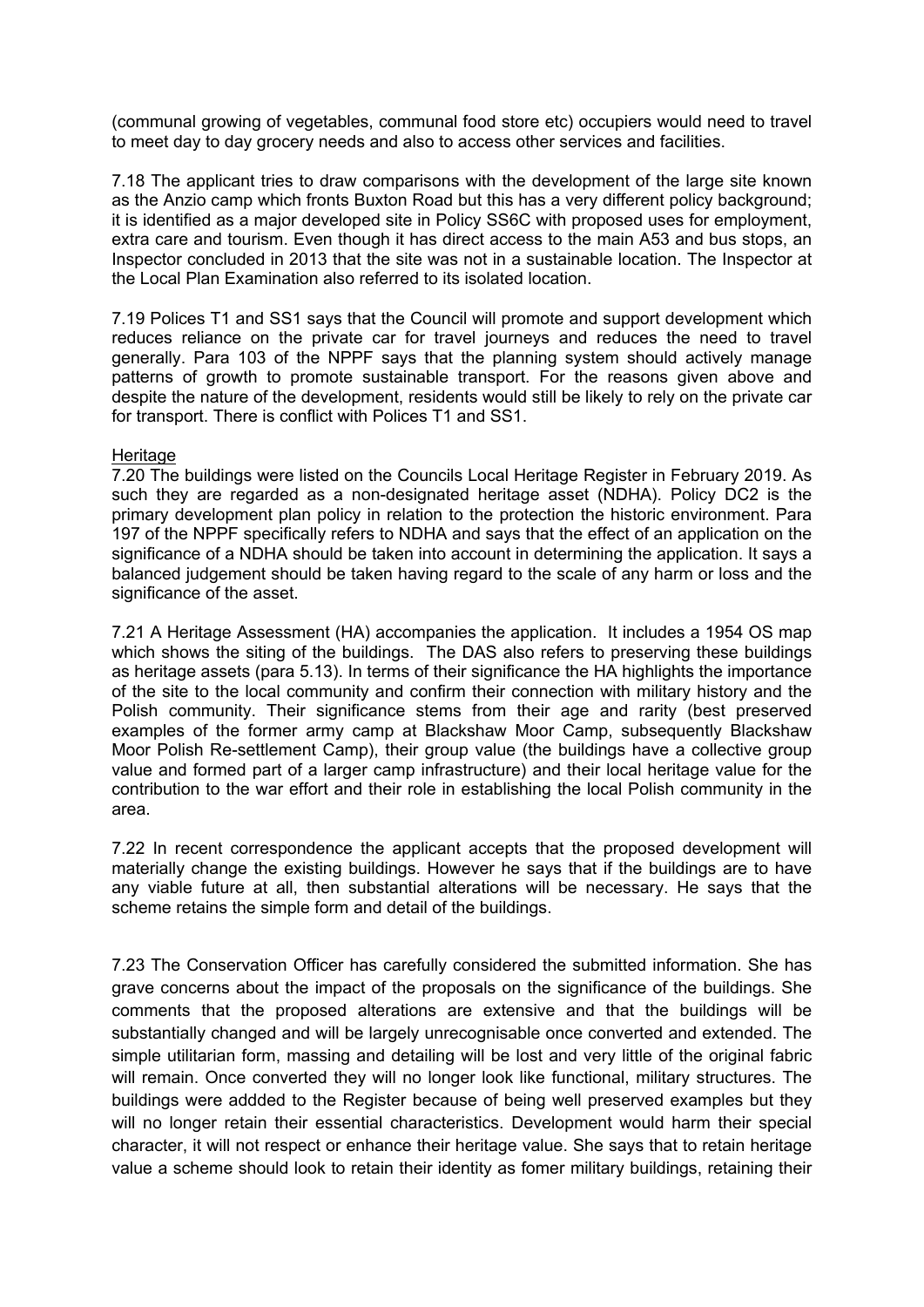(communal growing of vegetables, communal food store etc) occupiers would need to travel to meet day to day grocery needs and also to access other services and facilities.

7.18 The applicant tries to draw comparisons with the development of the large site known as the Anzio camp which fronts Buxton Road but this has a very different policy background; it is identified as a major developed site in Policy SS6C with proposed uses for employment, extra care and tourism. Even though it has direct access to the main A53 and bus stops, an Inspector concluded in 2013 that the site was not in a sustainable location. The Inspector at the Local Plan Examination also referred to its isolated location.

7.19 Polices T1 and SS1 says that the Council will promote and support development which reduces reliance on the private car for travel journeys and reduces the need to travel generally. Para 103 of the NPPF says that the planning system should actively manage patterns of growth to promote sustainable transport. For the reasons given above and despite the nature of the development, residents would still be likely to rely on the private car for transport. There is conflict with Polices T1 and SS1.

## Heritage

7.20 The buildings were listed on the Councils Local Heritage Register in February 2019. As such they are regarded as a non-designated heritage asset (NDHA). Policy DC2 is the primary development plan policy in relation to the protection the historic environment. Para 197 of the NPPF specifically refers to NDHA and says that the effect of an application on the significance of a NDHA should be taken into account in determining the application. It says a balanced judgement should be taken having regard to the scale of any harm or loss and the significance of the asset.

7.21 A Heritage Assessment (HA) accompanies the application. It includes a 1954 OS map which shows the siting of the buildings. The DAS also refers to preserving these buildings as heritage assets (para 5.13). In terms of their significance the HA highlights the importance of the site to the local community and confirm their connection with military history and the Polish community. Their significance stems from their age and rarity (best preserved examples of the former army camp at Blackshaw Moor Camp, subsequently Blackshaw Moor Polish Re-settlement Camp), their group value (the buildings have a collective group value and formed part of a larger camp infrastructure) and their local heritage value for the contribution to the war effort and their role in establishing the local Polish community in the area.

7.22 In recent correspondence the applicant accepts that the proposed development will materially change the existing buildings. However he says that if the buildings are to have any viable future at all, then substantial alterations will be necessary. He says that the scheme retains the simple form and detail of the buildings.

7.23 The Conservation Officer has carefully considered the submitted information. She has grave concerns about the impact of the proposals on the significance of the buildings. She comments that the proposed alterations are extensive and that the buildings will be substantially changed and will be largely unrecognisable once converted and extended. The simple utilitarian form, massing and detailing will be lost and very little of the original fabric will remain. Once converted they will no longer look like functional, military structures. The buildings were addded to the Register because of being well preserved examples but they will no longer retain their essential characteristics. Development would harm their special character, it will not respect or enhance their heritage value. She says that to retain heritage value a scheme should look to retain their identity as fomer military buildings, retaining their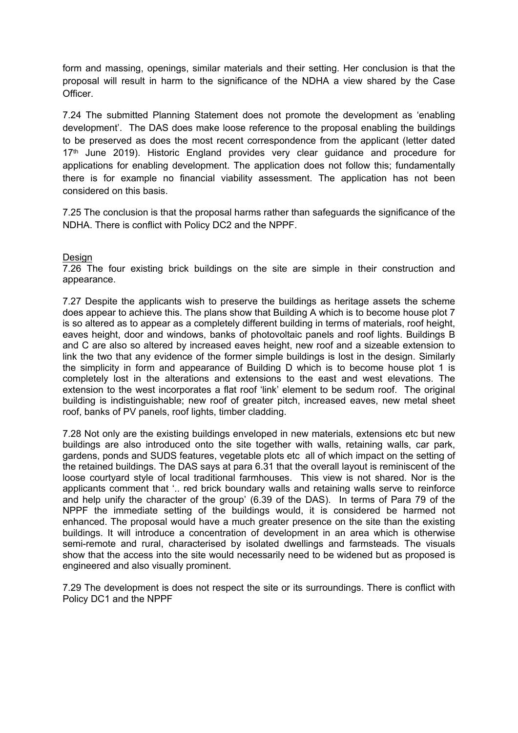form and massing, openings, similar materials and their setting. Her conclusion is that the proposal will result in harm to the significance of the NDHA a view shared by the Case Officer.

7.24 The submitted Planning Statement does not promote the development as 'enabling development'. The DAS does make loose reference to the proposal enabling the buildings to be preserved as does the most recent correspondence from the applicant (letter dated 17th June 2019). Historic England provides very clear guidance and procedure for applications for enabling development. The application does not follow this; fundamentally there is for example no financial viability assessment. The application has not been considered on this basis.

7.25 The conclusion is that the proposal harms rather than safeguards the significance of the NDHA. There is conflict with Policy DC2 and the NPPF.

Design

7.26 The four existing brick buildings on the site are simple in their construction and appearance.

7.27 Despite the applicants wish to preserve the buildings as heritage assets the scheme does appear to achieve this. The plans show that Building A which is to become house plot 7 is so altered as to appear as a completely different building in terms of materials, roof height, eaves height, door and windows, banks of photovoltaic panels and roof lights. Buildings B and C are also so altered by increased eaves height, new roof and a sizeable extension to link the two that any evidence of the former simple buildings is lost in the design. Similarly the simplicity in form and appearance of Building D which is to become house plot 1 is completely lost in the alterations and extensions to the east and west elevations. The extension to the west incorporates a flat roof 'link' element to be sedum roof. The original building is indistinguishable; new roof of greater pitch, increased eaves, new metal sheet roof, banks of PV panels, roof lights, timber cladding.

7.28 Not only are the existing buildings enveloped in new materials, extensions etc but new buildings are also introduced onto the site together with walls, retaining walls, car park, gardens, ponds and SUDS features, vegetable plots etc all of which impact on the setting of the retained buildings. The DAS says at para 6.31 that the overall layout is reminiscent of the loose courtyard style of local traditional farmhouses. This view is not shared. Nor is the applicants comment that '.. red brick boundary walls and retaining walls serve to reinforce and help unify the character of the group' (6.39 of the DAS). In terms of Para 79 of the NPPF the immediate setting of the buildings would, it is considered be harmed not enhanced. The proposal would have a much greater presence on the site than the existing buildings. It will introduce a concentration of development in an area which is otherwise semi-remote and rural, characterised by isolated dwellings and farmsteads. The visuals show that the access into the site would necessarily need to be widened but as proposed is engineered and also visually prominent.

7.29 The development is does not respect the site or its surroundings. There is conflict with Policy DC1 and the NPPF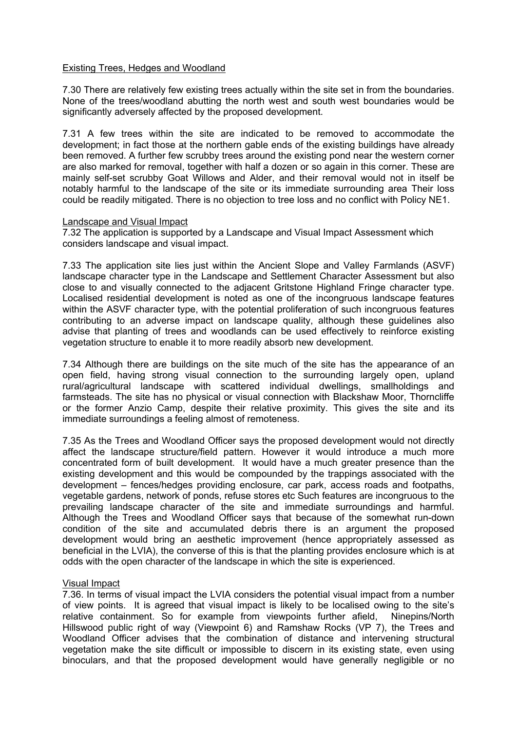Existing Trees, Hedges and Woodland

7.30 There are relatively few existing trees actually within the site set in from the boundaries. None of the trees/woodland abutting the north west and south west boundaries would be significantly adversely affected by the proposed development.

7.31 A few trees within the site are indicated to be removed to accommodate the development; in fact those at the northern gable ends of the existing buildings have already been removed. A further few scrubby trees around the existing pond near the western corner are also marked for removal, together with half a dozen or so again in this corner. These are mainly self-set scrubby Goat Willows and Alder, and their removal would not in itself be notably harmful to the landscape of the site or its immediate surrounding area Their loss could be readily mitigated. There is no objection to tree loss and no conflict with Policy NE1.

Landscape and Visual Impact

7.32 The application is supported by a Landscape and Visual Impact Assessment which considers landscape and visual impact.

7.33 The application site lies just within the Ancient Slope and Valley Farmlands (ASVF) landscape character type in the Landscape and Settlement Character Assessment but also close to and visually connected to the adjacent Gritstone Highland Fringe character type. Localised residential development is noted as one of the incongruous landscape features within the ASVF character type, with the potential proliferation of such incongruous features contributing to an adverse impact on landscape quality, although these guidelines also advise that planting of trees and woodlands can be used effectively to reinforce existing vegetation structure to enable it to more readily absorb new development.

7.34 Although there are buildings on the site much of the site has the appearance of an open field, having strong visual connection to the surrounding largely open, upland rural/agricultural landscape with scattered individual dwellings, smallholdings and farmsteads. The site has no physical or visual connection with Blackshaw Moor, Thorncliffe or the former Anzio Camp, despite their relative proximity. This gives the site and its immediate surroundings a feeling almost of remoteness.

7.35 As the Trees and Woodland Officer says the proposed development would not directly affect the landscape structure/field pattern. However it would introduce a much more concentrated form of built development. It would have a much greater presence than the existing development and this would be compounded by the trappings associated with the development – fences/hedges providing enclosure, car park, access roads and footpaths, vegetable gardens, network of ponds, refuse stores etc Such features are incongruous to the prevailing landscape character of the site and immediate surroundings and harmful. Although the Trees and Woodland Officer says that because of the somewhat run-down condition of the site and accumulated debris there is an argument the proposed development would bring an aesthetic improvement (hence appropriately assessed as beneficial in the LVIA), the converse of this is that the planting provides enclosure which is at odds with the open character of the landscape in which the site is experienced.

Visual Impact

7.36. In terms of visual impact the LVIA considers the potential visual impact from a number of view points. It is agreed that visual impact is likely to be localised owing to the site's relative containment. So for example from viewpoints further afield, Ninepins/North Hillswood public right of way (Viewpoint 6) and Ramshaw Rocks (VP 7), the Trees and Woodland Officer advises that the combination of distance and intervening structural vegetation make the site difficult or impossible to discern in its existing state, even using binoculars, and that the proposed development would have generally negligible or no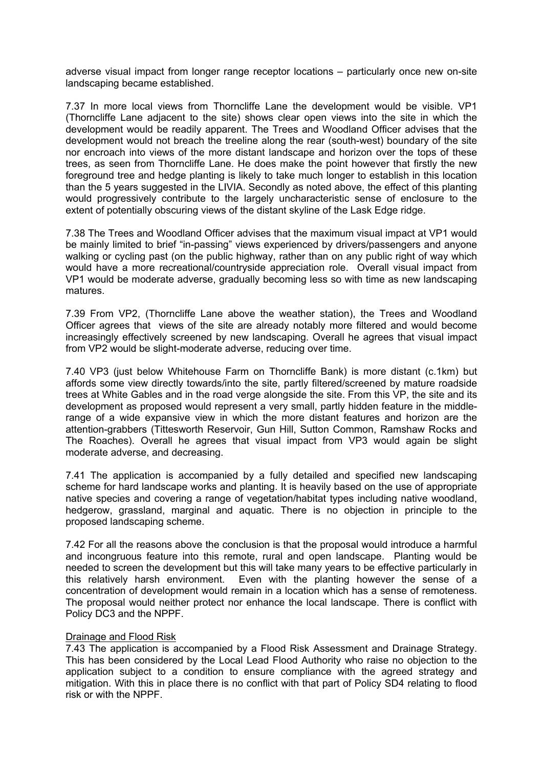adverse visual impact from longer range receptor locations – particularly once new on-site landscaping became established.

7.37 In more local views from Thorncliffe Lane the development would be visible. VP1 (Thorncliffe Lane adjacent to the site) shows clear open views into the site in which the development would be readily apparent. The Trees and Woodland Officer advises that the development would not breach the treeline along the rear (south-west) boundary of the site nor encroach into views of the more distant landscape and horizon over the tops of these trees, as seen from Thorncliffe Lane. He does make the point however that firstly the new foreground tree and hedge planting is likely to take much longer to establish in this location than the 5 years suggested in the LIVIA. Secondly as noted above, the effect of this planting would progressively contribute to the largely uncharacteristic sense of enclosure to the extent of potentially obscuring views of the distant skyline of the Lask Edge ridge.

7.38 The Trees and Woodland Officer advises that the maximum visual impact at VP1 would be mainly limited to brief "in-passing" views experienced by drivers/passengers and anyone walking or cycling past (on the public highway, rather than on any public right of way which would have a more recreational/countryside appreciation role. Overall visual impact from VP1 would be moderate adverse, gradually becoming less so with time as new landscaping matures.

7.39 From VP2, (Thorncliffe Lane above the weather station), the Trees and Woodland Officer agrees that views of the site are already notably more filtered and would become increasingly effectively screened by new landscaping. Overall he agrees that visual impact from VP2 would be slight-moderate adverse, reducing over time.

7.40 VP3 (just below Whitehouse Farm on Thorncliffe Bank) is more distant (c.1km) but affords some view directly towards/into the site, partly filtered/screened by mature roadside trees at White Gables and in the road verge alongside the site. From this VP, the site and its development as proposed would represent a very small, partly hidden feature in the middle-range of a wide expansive view in which the more distant features and horizon are the attention-grabbers (Tittesworth Reservoir, Gun Hill, Sutton Common, Ramshaw Rocks and The Roaches). Overall he agrees that visual impact from VP3 would again be slight moderate adverse, and decreasing.

7.41 The application is accompanied by a fully detailed and specified new landscaping scheme for hard landscape works and planting. It is heavily based on the use of appropriate native species and covering a range of vegetation/habitat types including native woodland, hedgerow, grassland, marginal and aquatic. There is no objection in principle to the proposed landscaping scheme.

7.42 For all the reasons above the conclusion is that the proposal would introduce a harmful and incongruous feature into this remote, rural and open landscape. Planting would be needed to screen the development but this will take many years to be effective particularly in this relatively harsh environment. Even with the planting however the sense of a concentration of development would remain in a location which has a sense of remoteness. The proposal would neither protect nor enhance the local landscape. There is conflict with Policy DC3 and the NPPF.

Drainage and Flood Risk

7.43 The application is accompanied by a Flood Risk Assessment and Drainage Strategy. This has been considered by the Local Lead Flood Authority who raise no objection to the application subject to a condition to ensure compliance with the agreed strategy and mitigation. With this in place there is no conflict with that part of Policy SD4 relating to flood risk or with the NPPF.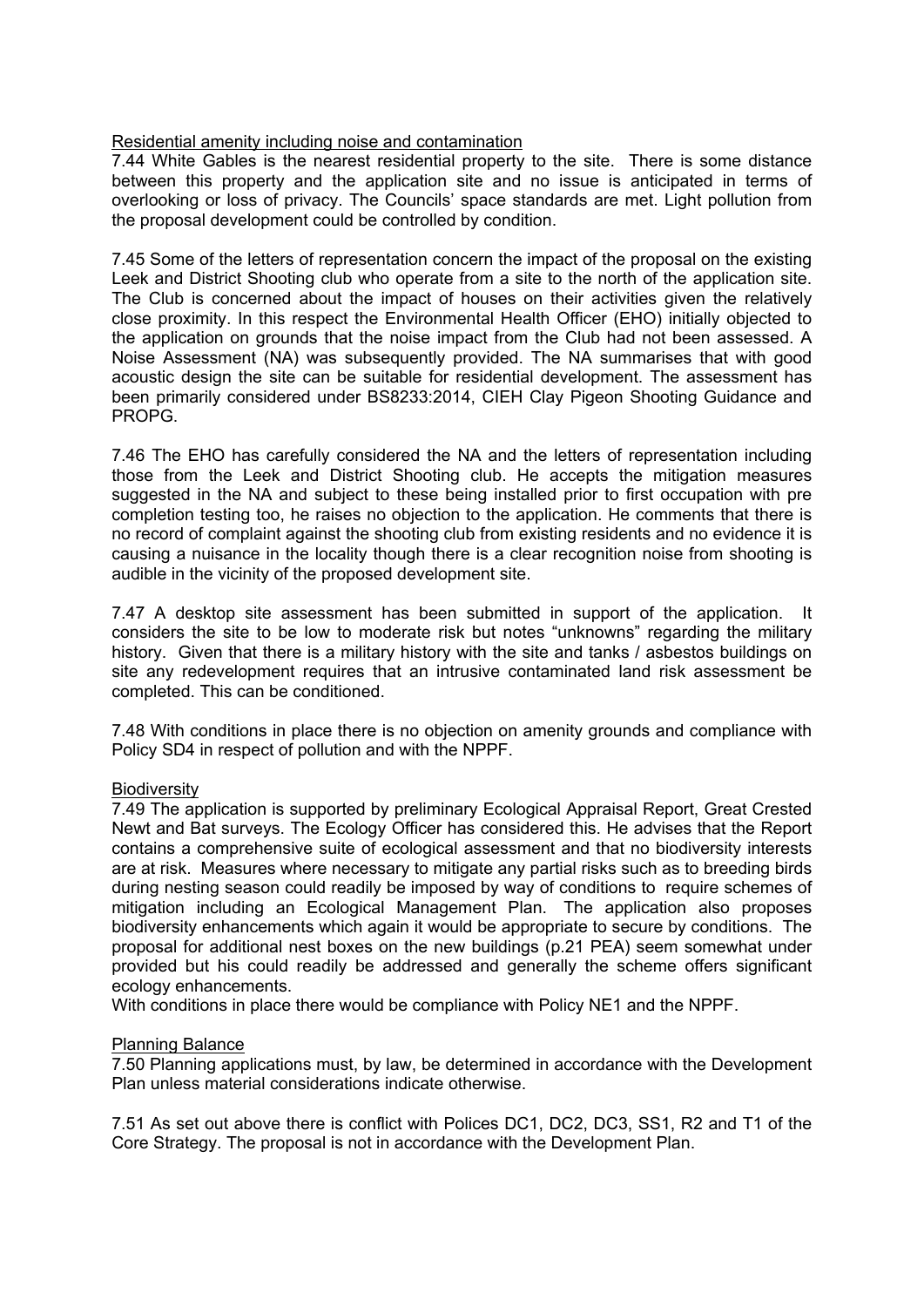Residential amenity including noise and contamination

7.44 White Gables is the nearest residential property to the site. There is some distance between this property and the application site and no issue is anticipated in terms of overlooking or loss of privacy. The Councils' space standards are met. Light pollution from the proposal development could be controlled by condition.

7.45 Some of the letters of representation concern the impact of the proposal on the existing Leek and District Shooting club who operate from a site to the north of the application site. The Club is concerned about the impact of houses on their activities given the relatively close proximity. In this respect the Environmental Health Officer (EHO) initially objected to the application on grounds that the noise impact from the Club had not been assessed. A Noise Assessment (NA) was subsequently provided. The NA summarises that with good acoustic design the site can be suitable for residential development. The assessment has been primarily considered under BS8233:2014, CIEH Clay Pigeon Shooting Guidance and PROPG.

7.46 The EHO has carefully considered the NA and the letters of representation including those from the Leek and District Shooting club. He accepts the mitigation measures suggested in the NA and subject to these being installed prior to first occupation with pre completion testing too, he raises no objection to the application. He comments that there is no record of complaint against the shooting club from existing residents and no evidence it is causing a nuisance in the locality though there is a clear recognition noise from shooting is audible in the vicinity of the proposed development site.

7.47 A desktop site assessment has been submitted in support of the application. It considers the site to be low to moderate risk but notes "unknowns" regarding the military history. Given that there is a military history with the site and tanks / asbestos buildings on site any redevelopment requires that an intrusive contaminated land risk assessment be completed. This can be conditioned.

7.48 With conditions in place there is no objection on amenity grounds and compliance with Policy SD4 in respect of pollution and with the NPPF.

Biodiversity

7.49 The application is supported by preliminary Ecological Appraisal Report, Great Crested Newt and Bat surveys. The Ecology Officer has considered this. He advises that the Report contains a comprehensive suite of ecological assessment and that no biodiversity interests are at risk. Measures where necessary to mitigate any partial risks such as to breeding birds during nesting season could readily be imposed by way of conditions to require schemes of mitigation including an Ecological Management Plan. The application also proposes biodiversity enhancements which again it would be appropriate to secure by conditions. The proposal for additional nest boxes on the new buildings (p.21 PEA) seem somewhat under provided but his could readily be addressed and generally the scheme offers significant ecology enhancements.

With conditions in place there would be compliance with Policy NE1 and the NPPF.

Planning Balance

7.50 Planning applications must, by law, be determined in accordance with the Development Plan unless material considerations indicate otherwise.

7.51 As set out above there is conflict with Polices DC1, DC2, DC3, SS1, R2 and T1 of the Core Strategy. The proposal is not in accordance with the Development Plan.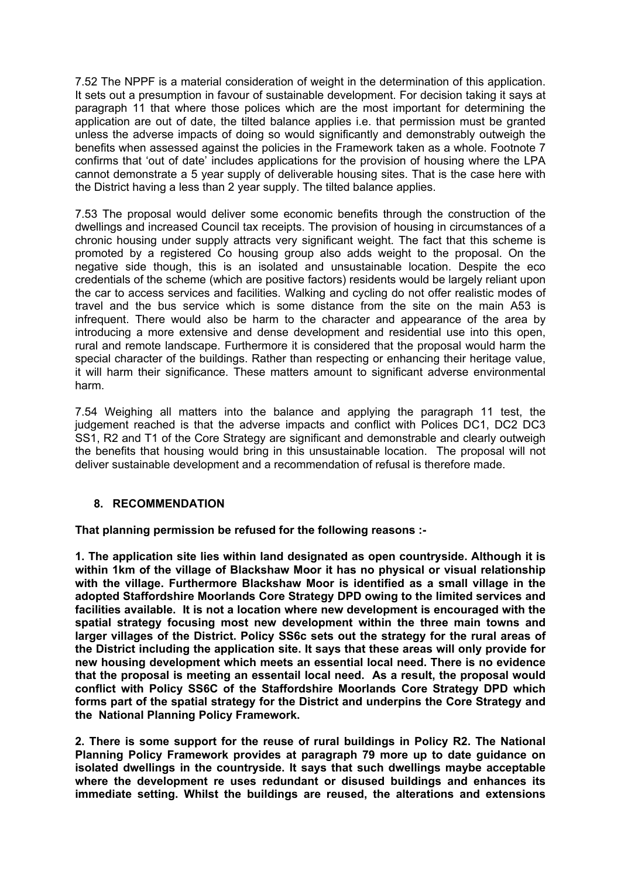7.52 The NPPF is a material consideration of weight in the determination of this application. It sets out a presumption in favour of sustainable development. For decision taking it says at paragraph 11 that where those polices which are the most important for determining the application are out of date, the tilted balance applies i.e. that permission must be granted unless the adverse impacts of doing so would significantly and demonstrably outweigh the benefits when assessed against the policies in the Framework taken as a whole. Footnote 7 confirms that 'out of date' includes applications for the provision of housing where the LPA cannot demonstrate a 5 year supply of deliverable housing sites. That is the case here with the District having a less than 2 year supply. The tilted balance applies.

7.53 The proposal would deliver some economic benefits through the construction of the dwellings and increased Council tax receipts. The provision of housing in circumstances of a chronic housing under supply attracts very significant weight. The fact that this scheme is promoted by a registered Co housing group also adds weight to the proposal. On the negative side though, this is an isolated and unsustainable location. Despite the eco credentials of the scheme (which are positive factors) residents would be largely reliant upon the car to access services and facilities. Walking and cycling do not offer realistic modes of travel and the bus service which is some distance from the site on the main A53 is infrequent. There would also be harm to the character and appearance of the area by introducing a more extensive and dense development and residential use into this open, rural and remote landscape. Furthermore it is considered that the proposal would harm the special character of the buildings. Rather than respecting or enhancing their heritage value, it will harm their significance. These matters amount to significant adverse environmental harm.

7.54 Weighing all matters into the balance and applying the paragraph 11 test, the judgement reached is that the adverse impacts and conflict with Polices DC1, DC2 DC3 SS1, R2 and T1 of the Core Strategy are significant and demonstrable and clearly outweigh the benefits that housing would bring in this unsustainable location. The proposal will not deliver sustainable development and a recommendation of refusal is therefore made.

## 8. RECOMMENDATION

**That planning permission be refused for the following reasons :-**

**1. The application site lies within land designated as open countryside. Although it is within 1km of the village of Blackshaw Moor it has no physical or visual relationship with the village. Furthermore Blackshaw Moor is identified as a small village in the adopted Staffordshire Moorlands Core Strategy DPD owing to the limited services and facilities available. It is not a location where new development is encouraged with the spatial strategy focusing most new development within the three main towns and larger villages of the District. Policy SS6c sets out the strategy for the rural areas of the District including the application site. It says that these areas will only provide for new housing development which meets an essential local need. There is no evidence that the proposal is meeting an essentail local need. As a result, the proposal would conflict with Policy SS6C of the Staffordshire Moorlands Core Strategy DPD which forms part of the spatial strategy for the District and underpins the Core Strategy and the National Planning Policy Framework.**

**2. There is some support for the reuse of rural buildings in Policy R2. The National Planning Policy Framework provides at paragraph 79 more up to date guidance on isolated dwellings in the countryside. It says that such dwellings maybe acceptable where the development re uses redundant or disused buildings and enhances its immediate setting. Whilst the buildings are reused, the alterations and extensions**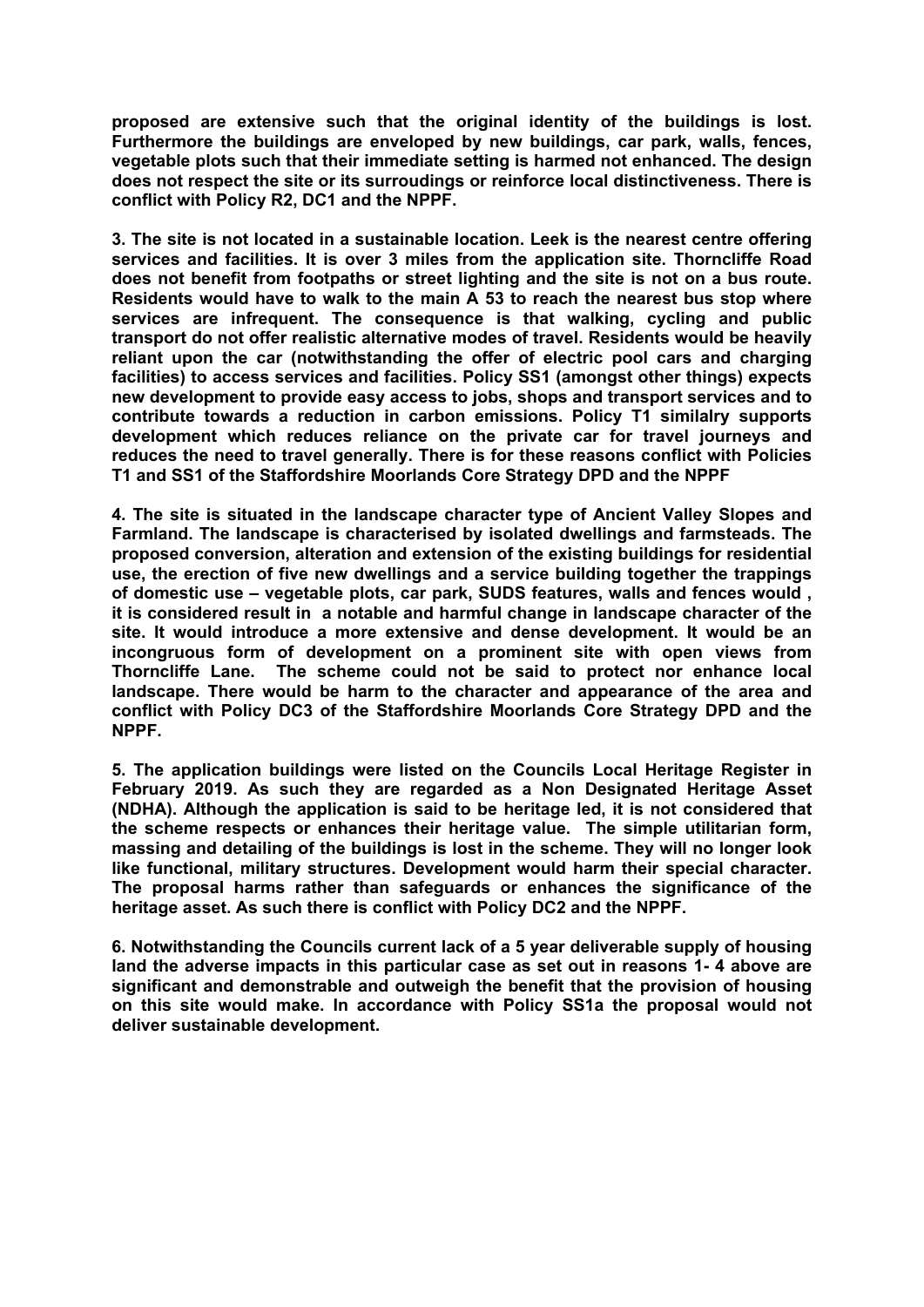**proposed are extensive such that the original identity of the buildings is lost. Furthermore the buildings are enveloped by new buildings, car park, walls, fences, vegetable plots such that their immediate setting is harmed not enhanced. The design does not respect the site or its surroudings or reinforce local distinctiveness. There is conflict with Policy R2, DC1 and the NPPF.**

**3. The site is not located in a sustainable location. Leek is the nearest centre offering services and facilities. It is over 3 miles from the application site. Thorncliffe Road does not benefit from footpaths or street lighting and the site is not on a bus route. Residents would have to walk to the main A 53 to reach the nearest bus stop where services are infrequent. The consequence is that walking, cycling and public transport do not offer realistic alternative modes of travel. Residents would be heavily reliant upon the car (notwithstanding the offer of electric pool cars and charging facilities) to access services and facilities. Policy SS1 (amongst other things) expects new development to provide easy access to jobs, shops and transport services and to contribute towards a reduction in carbon emissions. Policy T1 similalry supports development which reduces reliance on the private car for travel journeys and reduces the need to travel generally. There is for these reasons conflict with Policies T1 and SS1 of the Staffordshire Moorlands Core Strategy DPD and the NPPF**

**4. The site is situated in the landscape character type of Ancient Valley Slopes and Farmland. The landscape is characterised by isolated dwellings and farmsteads. The proposed conversion, alteration and extension of the existing buildings for residential use, the erection of five new dwellings and a service building together the trappings of domestic use – vegetable plots, car park, SUDS features, walls and fences would , it is considered result in a notable and harmful change in landscape character of the site. It would introduce a more extensive and dense development. It would be an incongruous form of development on a prominent site with open views from Thorncliffe Lane. The scheme could not be said to protect nor enhance local landscape. There would be harm to the character and appearance of the area and conflict with Policy DC3 of the Staffordshire Moorlands Core Strategy DPD and the NPPF.**

**5. The application buildings were listed on the Councils Local Heritage Register in February 2019. As such they are regarded as a Non Designated Heritage Asset (NDHA). Although the application is said to be heritage led, it is not considered that the scheme respects or enhances their heritage value. The simple utilitarian form, massing and detailing of the buildings is lost in the scheme. They will no longer look like functional, military structures. Development would harm their special character. The proposal harms rather than safeguards or enhances the significance of the heritage asset. As such there is conflict with Policy DC2 and the NPPF.**

**6. Notwithstanding the Councils current lack of a 5 year deliverable supply of housing land the adverse impacts in this particular case as set out in reasons 1- 4 above are significant and demonstrable and outweigh the benefit that the provision of housing on this site would make. In accordance with Policy SS1a the proposal would not deliver sustainable development.**